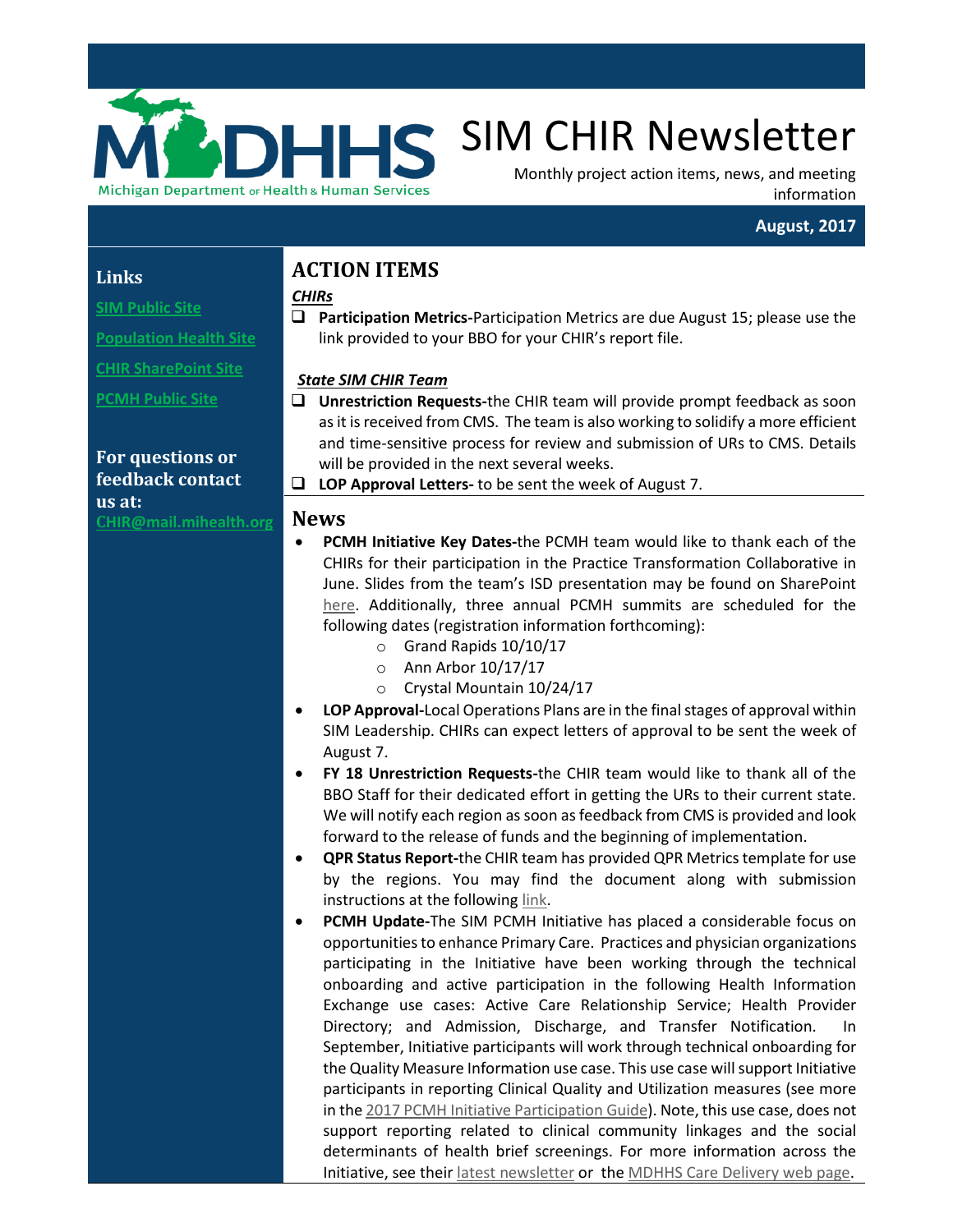# SIM CHIR Newsletter

Monthly project action items, news, and meeting information

**August, 2017**

## Links

SIM Public Site

Population Health Site

CHIR SharePoint Site

PCMH Public Site

**For questions or feedback contact us at:**
CHIR@mail.mihealth.org

## ACTION ITEMS

***CHIRs***

- ❑ **Participation Metrics-**Participation Metrics are due August 15; please use the link provided to your BBO for your CHIR's report file.

***State SIM CHIR Team***

- ❑ **Unrestriction Requests-**the CHIR team will provide prompt feedback as soon as it is received from CMS. The team is also working to solidify a more efficient and time-sensitive process for review and submission of URs to CMS. Details will be provided in the next several weeks.
- ❑ **LOP Approval Letters-** to be sent the week of August 7.

## News

- **PCMH Initiative Key Dates-**the PCMH team would like to thank each of the CHIRs for their participation in the Practice Transformation Collaborative in June. Slides from the team's ISD presentation may be found on SharePoint here. Additionally, three annual PCMH summits are scheduled for the following dates (registration information forthcoming):
  - Grand Rapids 10/10/17
  - Ann Arbor 10/17/17
  - Crystal Mountain 10/24/17
- **LOP Approval-**Local Operations Plans are in the final stages of approval within SIM Leadership. CHIRs can expect letters of approval to be sent the week of August 7.
- **FY 18 Unrestriction Requests-**the CHIR team would like to thank all of the BBO Staff for their dedicated effort in getting the URs to their current state. We will notify each region as soon as feedback from CMS is provided and look forward to the release of funds and the beginning of implementation.
- **QPR Status Report-**the CHIR team has provided QPR Metrics template for use by the regions. You may find the document along with submission instructions at the following link.
- **PCMH Update-**The SIM PCMH Initiative has placed a considerable focus on opportunities to enhance Primary Care. Practices and physician organizations participating in the Initiative have been working through the technical onboarding and active participation in the following Health Information Exchange use cases: Active Care Relationship Service; Health Provider Directory; and Admission, Discharge, and Transfer Notification. In September, Initiative participants will work through technical onboarding for the Quality Measure Information use case. This use case will support Initiative participants in reporting Clinical Quality and Utilization measures (see more in the 2017 PCMH Initiative Participation Guide). Note, this use case, does not support reporting related to clinical community linkages and the social determinants of health brief screenings. For more information across the Initiative, see their latest newsletter or the MDHHS Care Delivery web page.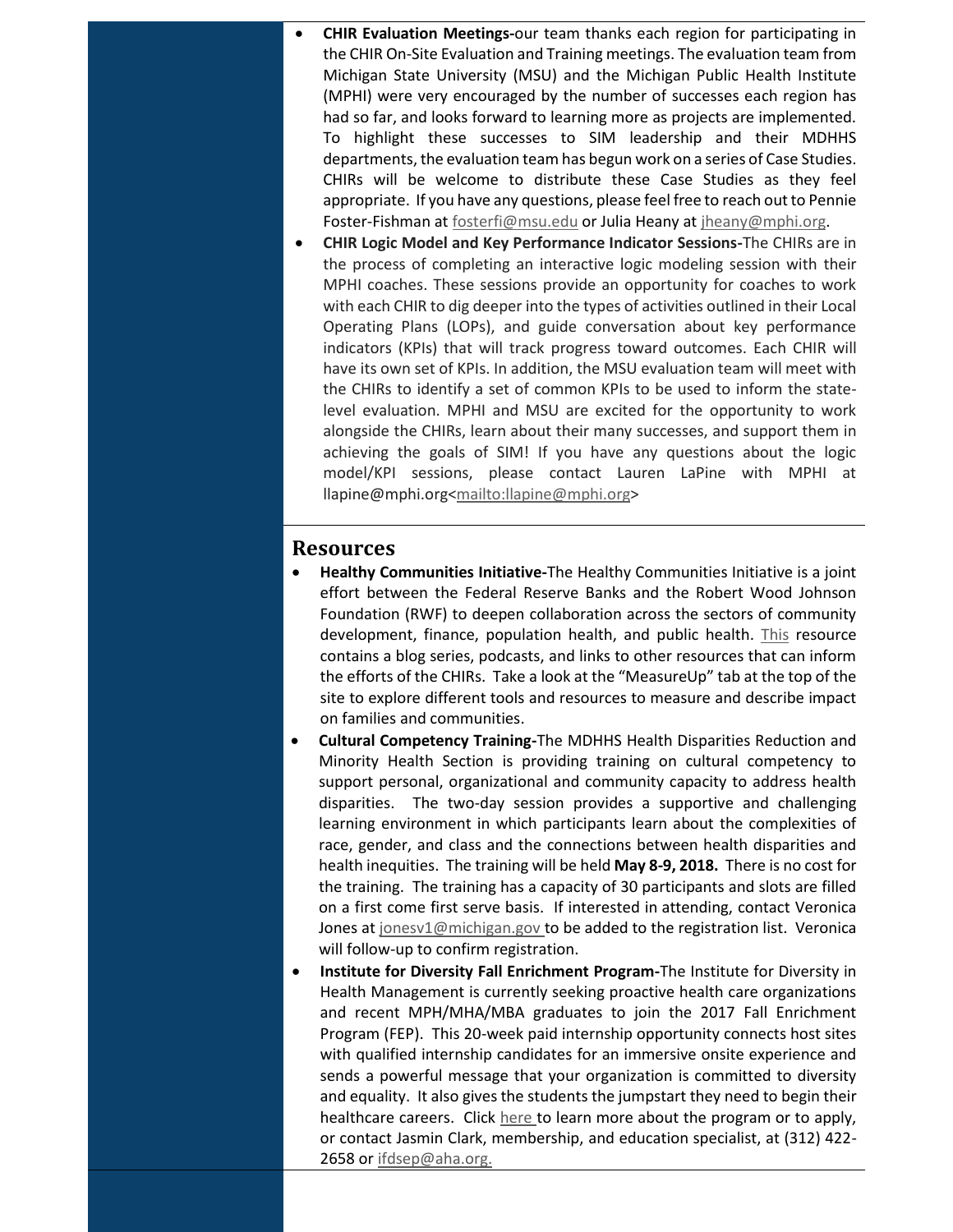- **CHIR Evaluation Meetings-**our team thanks each region for participating in the CHIR On-Site Evaluation and Training meetings. The evaluation team from Michigan State University (MSU) and the Michigan Public Health Institute (MPHI) were very encouraged by the number of successes each region has had so far, and looks forward to learning more as projects are implemented. To highlight these successes to SIM leadership and their MDHHS departments, the evaluation team has begun work on a series of Case Studies. CHIRs will be welcome to distribute these Case Studies as they feel appropriate. If you have any questions, please feel free to reach out to Pennie Foster-Fishman at fosterfi@msu.edu or Julia Heany at jheany@mphi.org.
- **CHIR Logic Model and Key Performance Indicator Sessions-**The CHIRs are in the process of completing an interactive logic modeling session with their MPHI coaches. These sessions provide an opportunity for coaches to work with each CHIR to dig deeper into the types of activities outlined in their Local Operating Plans (LOPs), and guide conversation about key performance indicators (KPIs) that will track progress toward outcomes. Each CHIR will have its own set of KPIs. In addition, the MSU evaluation team will meet with the CHIRs to identify a set of common KPIs to be used to inform the state-level evaluation. MPHI and MSU are excited for the opportunity to work alongside the CHIRs, learn about their many successes, and support them in achieving the goals of SIM! If you have any questions about the logic model/KPI sessions, please contact Lauren LaPine with MPHI at llapine@mphi.org<mailto:llapine@mphi.org>

## Resources

- **Healthy Communities Initiative-**The Healthy Communities Initiative is a joint effort between the Federal Reserve Banks and the Robert Wood Johnson Foundation (RWF) to deepen collaboration across the sectors of community development, finance, population health, and public health. This resource contains a blog series, podcasts, and links to other resources that can inform the efforts of the CHIRs. Take a look at the "MeasureUp" tab at the top of the site to explore different tools and resources to measure and describe impact on families and communities.
- **Cultural Competency Training-**The MDHHS Health Disparities Reduction and Minority Health Section is providing training on cultural competency to support personal, organizational and community capacity to address health disparities. The two-day session provides a supportive and challenging learning environment in which participants learn about the complexities of race, gender, and class and the connections between health disparities and health inequities. The training will be held **May 8-9, 2018.** There is no cost for the training. The training has a capacity of 30 participants and slots are filled on a first come first serve basis. If interested in attending, contact Veronica Jones at jonesv1@michigan.gov to be added to the registration list. Veronica will follow-up to confirm registration.
- **Institute for Diversity Fall Enrichment Program-**The Institute for Diversity in Health Management is currently seeking proactive health care organizations and recent MPH/MHA/MBA graduates to join the 2017 Fall Enrichment Program (FEP). This 20-week paid internship opportunity connects host sites with qualified internship candidates for an immersive onsite experience and sends a powerful message that your organization is committed to diversity and equality. It also gives the students the jumpstart they need to begin their healthcare careers. Click here to learn more about the program or to apply, or contact Jasmin Clark, membership, and education specialist, at (312) 422-2658 or ifdsep@aha.org.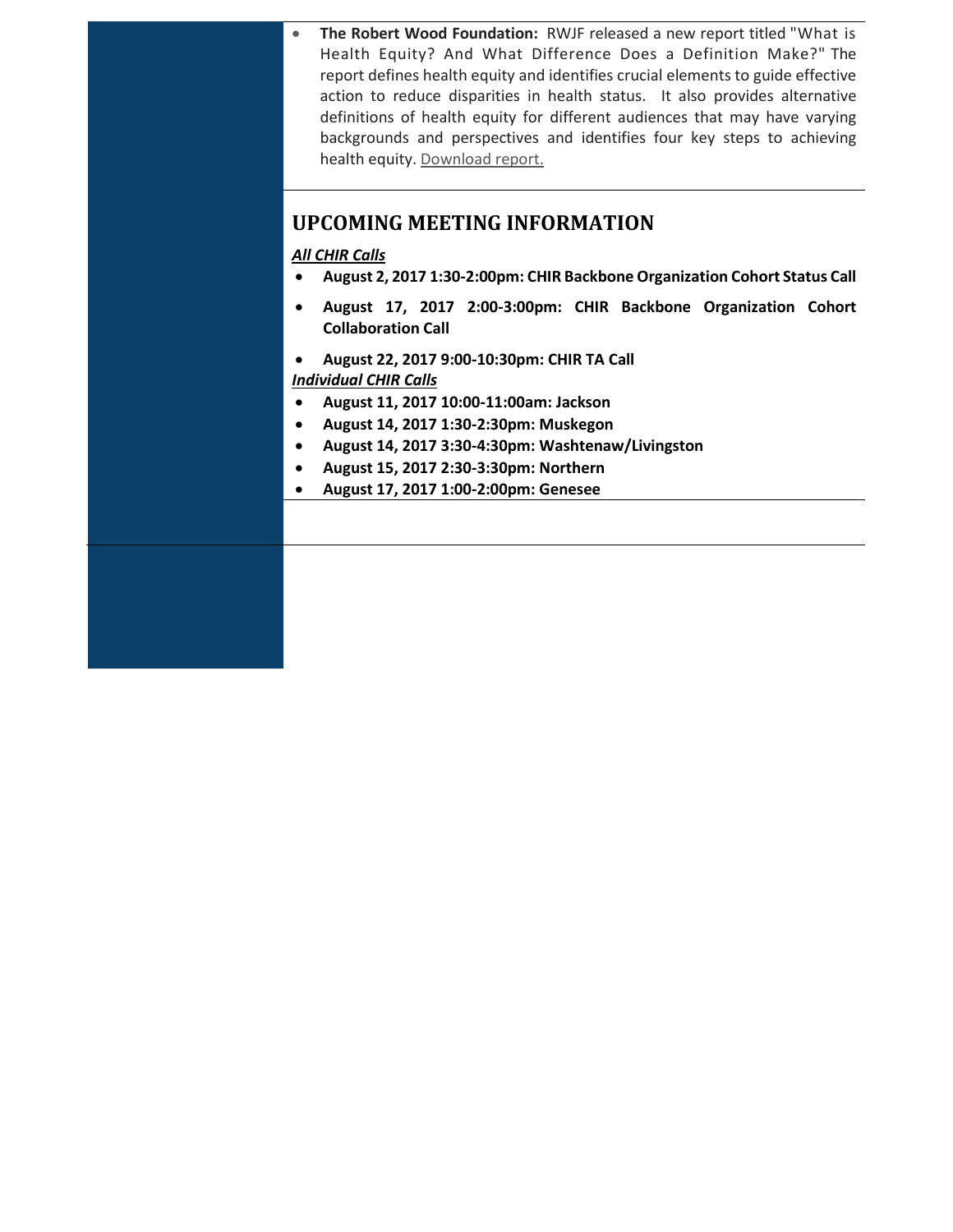- **The Robert Wood Foundation:** RWJF released a new report titled "What is Health Equity? And What Difference Does a Definition Make?" The report defines health equity and identifies crucial elements to guide effective action to reduce disparities in health status. It also provides alternative definitions of health equity for different audiences that may have varying backgrounds and perspectives and identifies four key steps to achieving health equity. Download report.

## UPCOMING MEETING INFORMATION

***All CHIR Calls***

- **August 2, 2017 1:30-2:00pm: CHIR Backbone Organization Cohort Status Call**
- **August 17, 2017 2:00-3:00pm: CHIR Backbone Organization Cohort Collaboration Call**
- **August 22, 2017 9:00-10:30pm: CHIR TA Call**

***Individual CHIR Calls***

- **August 11, 2017 10:00-11:00am: Jackson**
- **August 14, 2017 1:30-2:30pm: Muskegon**
- **August 14, 2017 3:30-4:30pm: Washtenaw/Livingston**
- **August 15, 2017 2:30-3:30pm: Northern**
- **August 17, 2017 1:00-2:00pm: Genesee**